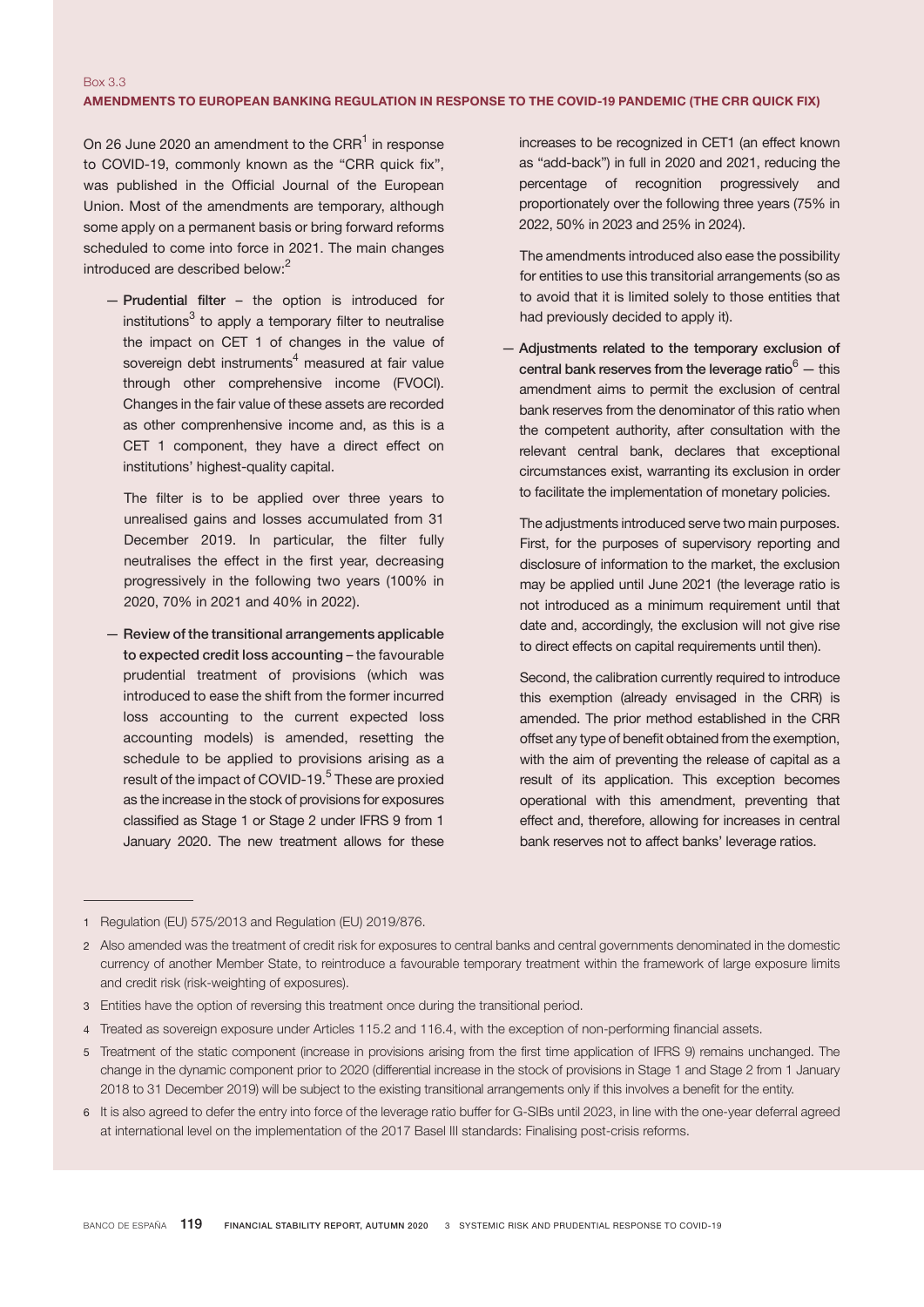Box 3.3

## AMENDMENTS TO EUROPEAN BANKING REGULATION IN RESPONSE TO THE COVID-19 PANDEMIC (THE CRR QUICK FIX)

On 26 June 2020 an amendment to the CRR[1] in response to COVID-19, commonly known as the "CRR quick fix", was published in the Official Journal of the European Union. Most of the amendments are temporary, although some apply on a permanent basis or bring forward reforms scheduled to come into force in 2021. The main changes introduced are described below:[2]

— **Prudential filter** – the option is introduced for institutions[3] to apply a temporary filter to neutralise the impact on CET 1 of changes in the value of sovereign debt instruments[4] measured at fair value through other comprehensive income (FVOCI). Changes in the fair value of these assets are recorded as other comprenhensive income and, as this is a CET 1 component, they have a direct effect on institutions' highest-quality capital.

The filter is to be applied over three years to unrealised gains and losses accumulated from 31 December 2019. In particular, the filter fully neutralises the effect in the first year, decreasing progressively in the following two years (100% in 2020, 70% in 2021 and 40% in 2022).

— **Review of the transitional arrangements applicable to expected credit loss accounting** – the favourable prudential treatment of provisions (which was introduced to ease the shift from the former incurred loss accounting to the current expected loss accounting models) is amended, resetting the schedule to be applied to provisions arising as a result of the impact of COVID-19.[5] These are proxied as the increase in the stock of provisions for exposures classified as Stage 1 or Stage 2 under IFRS 9 from 1 January 2020. The new treatment allows for these increases to be recognized in CET1 (an effect known as "add-back") in full in 2020 and 2021, reducing the percentage of recognition progressively and proportionately over the following three years (75% in 2022, 50% in 2023 and 25% in 2024).

The amendments introduced also ease the possibility for entities to use this transitorial arrangements (so as to avoid that it is limited solely to those entities that had previously decided to apply it).

— **Adjustments related to the temporary exclusion of central bank reserves from the leverage ratio**[6] — this amendment aims to permit the exclusion of central bank reserves from the denominator of this ratio when the competent authority, after consultation with the relevant central bank, declares that exceptional circumstances exist, warranting its exclusion in order to facilitate the implementation of monetary policies.

The adjustments introduced serve two main purposes. First, for the purposes of supervisory reporting and disclosure of information to the market, the exclusion may be applied until June 2021 (the leverage ratio is not introduced as a minimum requirement until that date and, accordingly, the exclusion will not give rise to direct effects on capital requirements until then).

Second, the calibration currently required to introduce this exemption (already envisaged in the CRR) is amended. The prior method established in the CRR offset any type of benefit obtained from the exemption, with the aim of preventing the release of capital as a result of its application. This exception becomes operational with this amendment, preventing that effect and, therefore, allowing for increases in central bank reserves not to affect banks' leverage ratios.

---

1 Regulation (EU) 575/2013 and Regulation (EU) 2019/876.

2 Also amended was the treatment of credit risk for exposures to central banks and central governments denominated in the domestic currency of another Member State, to reintroduce a favourable temporary treatment within the framework of large exposure limits and credit risk (risk-weighting of exposures).

3 Entities have the option of reversing this treatment once during the transitional period.

4 Treated as sovereign exposure under Articles 115.2 and 116.4, with the exception of non-performing financial assets.

5 Treatment of the static component (increase in provisions arising from the first time application of IFRS 9) remains unchanged. The change in the dynamic component prior to 2020 (differential increase in the stock of provisions in Stage 1 and Stage 2 from 1 January 2018 to 31 December 2019) will be subject to the existing transitional arrangements only if this involves a benefit for the entity.

6 It is also agreed to defer the entry into force of the leverage ratio buffer for G-SIBs until 2023, in line with the one-year deferral agreed at international level on the implementation of the 2017 Basel III standards: Finalising post-crisis reforms.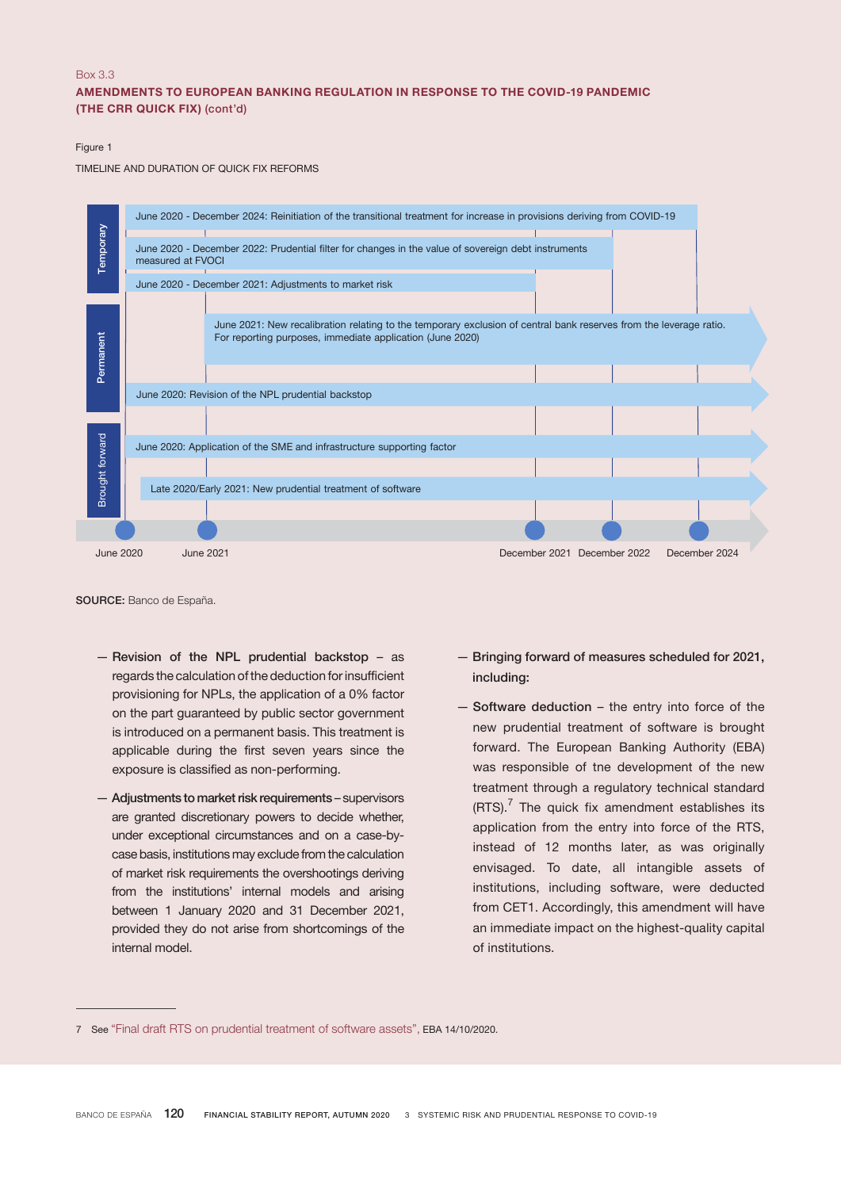Box 3.3

**AMENDMENTS TO EUROPEAN BANKING REGULATION IN RESPONSE TO THE COVID-19 PANDEMIC (THE CRR QUICK FIX) (cont'd)**

Figure 1

TIMELINE AND DURATION OF QUICK FIX REFORMS

Temporary
- June 2020 - December 2024: Reinitiation of the transitional treatment for increase in provisions deriving from COVID-19
- June 2020 - December 2022: Prudential filter for changes in the value of sovereign debt instruments measured at FVOCI
- June 2020 - December 2021: Adjustments to market risk

Permanent
- June 2021: New recalibration relating to the temporary exclusion of central bank reserves from the leverage ratio. For reporting purposes, immediate application (June 2020)
- June 2020: Revision of the NPL prudential backstop

Brought forward
- June 2020: Application of the SME and infrastructure supporting factor
- Late 2020/Early 2021: New prudential treatment of software

June 2020 — June 2021 — December 2021 — December 2022 — December 2024

**SOURCE:** Banco de España.

— **Revision of the NPL prudential backstop** – as regards the calculation of the deduction for insufficient provisioning for NPLs, the application of a 0% factor on the part guaranteed by public sector government is introduced on a permanent basis. This treatment is applicable during the first seven years since the exposure is classified as non-performing.

— **Adjustments to market risk requirements** – supervisors are granted discretionary powers to decide whether, under exceptional circumstances and on a case-by-case basis, institutions may exclude from the calculation of market risk requirements the overshootings deriving from the institutions' internal models and arising between 1 January 2020 and 31 December 2021, provided they do not arise from shortcomings of the internal model.

— **Bringing forward of measures scheduled for 2021, including:**

— **Software deduction** – the entry into force of the new prudential treatment of software is brought forward. The European Banking Authority (EBA) was responsible of tne development of the new treatment through a regulatory technical standard (RTS).[7] The quick fix amendment establishes its application from the entry into force of the RTS, instead of 12 months later, as was originally envisaged. To date, all intangible assets of institutions, including software, were deducted from CET1. Accordingly, this amendment will have an immediate impact on the highest-quality capital of institutions.

7 See "Final draft RTS on prudential treatment of software assets", EBA 14/10/2020.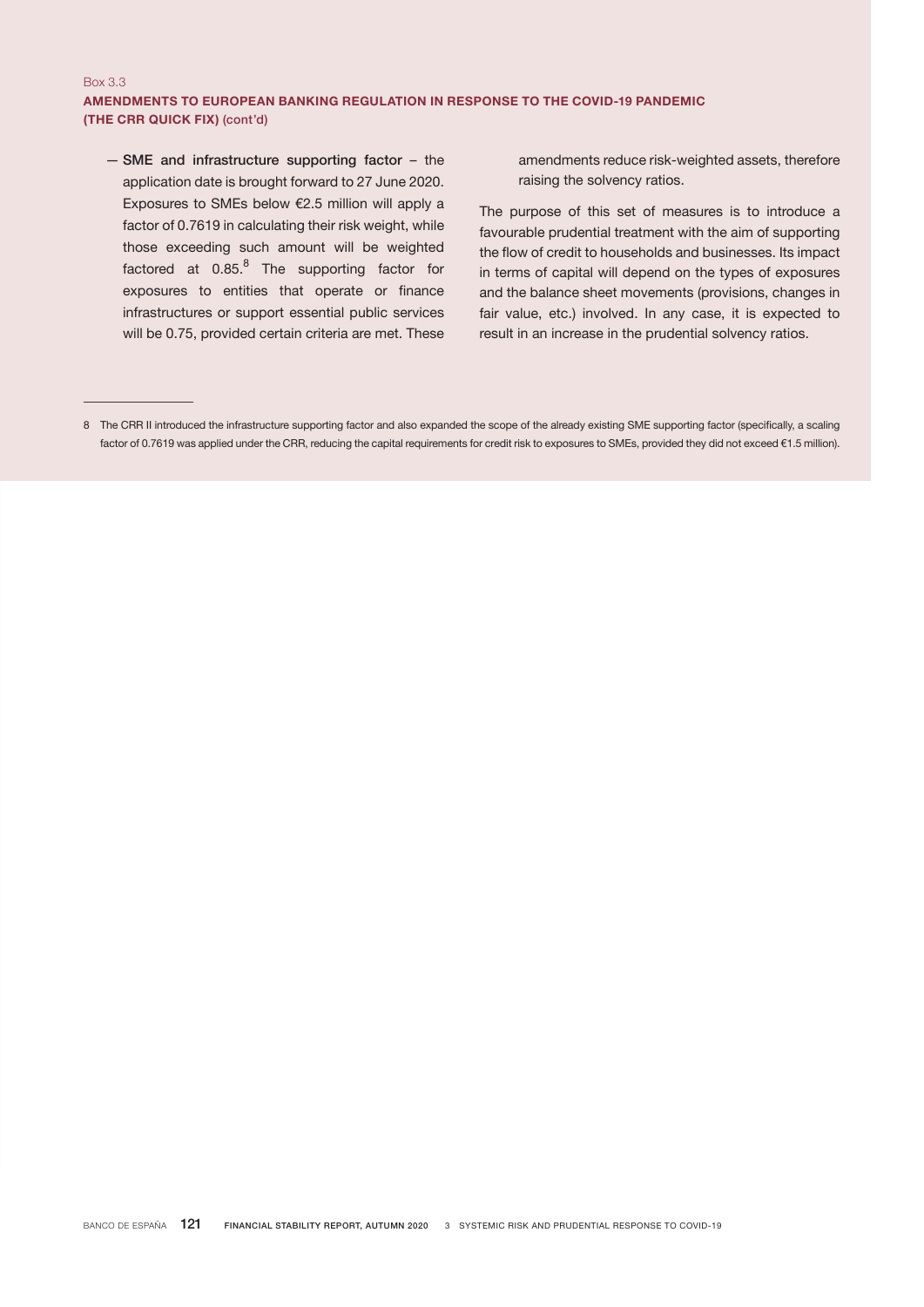Box 3.3

**AMENDMENTS TO EUROPEAN BANKING REGULATION IN RESPONSE TO THE COVID-19 PANDEMIC (THE CRR QUICK FIX)** (cont'd)

— **SME and infrastructure supporting factor** – the application date is brought forward to 27 June 2020. Exposures to SMEs below €2.5 million will apply a factor of 0.7619 in calculating their risk weight, while those exceeding such amount will be weighted factored at 0.85.[8] The supporting factor for exposures to entities that operate or finance infrastructures or support essential public services will be 0.75, provided certain criteria are met. These amendments reduce risk-weighted assets, therefore raising the solvency ratios.

The purpose of this set of measures is to introduce a favourable prudential treatment with the aim of supporting the flow of credit to households and businesses. Its impact in terms of capital will depend on the types of exposures and the balance sheet movements (provisions, changes in fair value, etc.) involved. In any case, it is expected to result in an increase in the prudential solvency ratios.

---

8 The CRR II introduced the infrastructure supporting factor and also expanded the scope of the already existing SME supporting factor (specifically, a scaling factor of 0.7619 was applied under the CRR, reducing the capital requirements for credit risk to exposures to SMEs, provided they did not exceed €1.5 million).